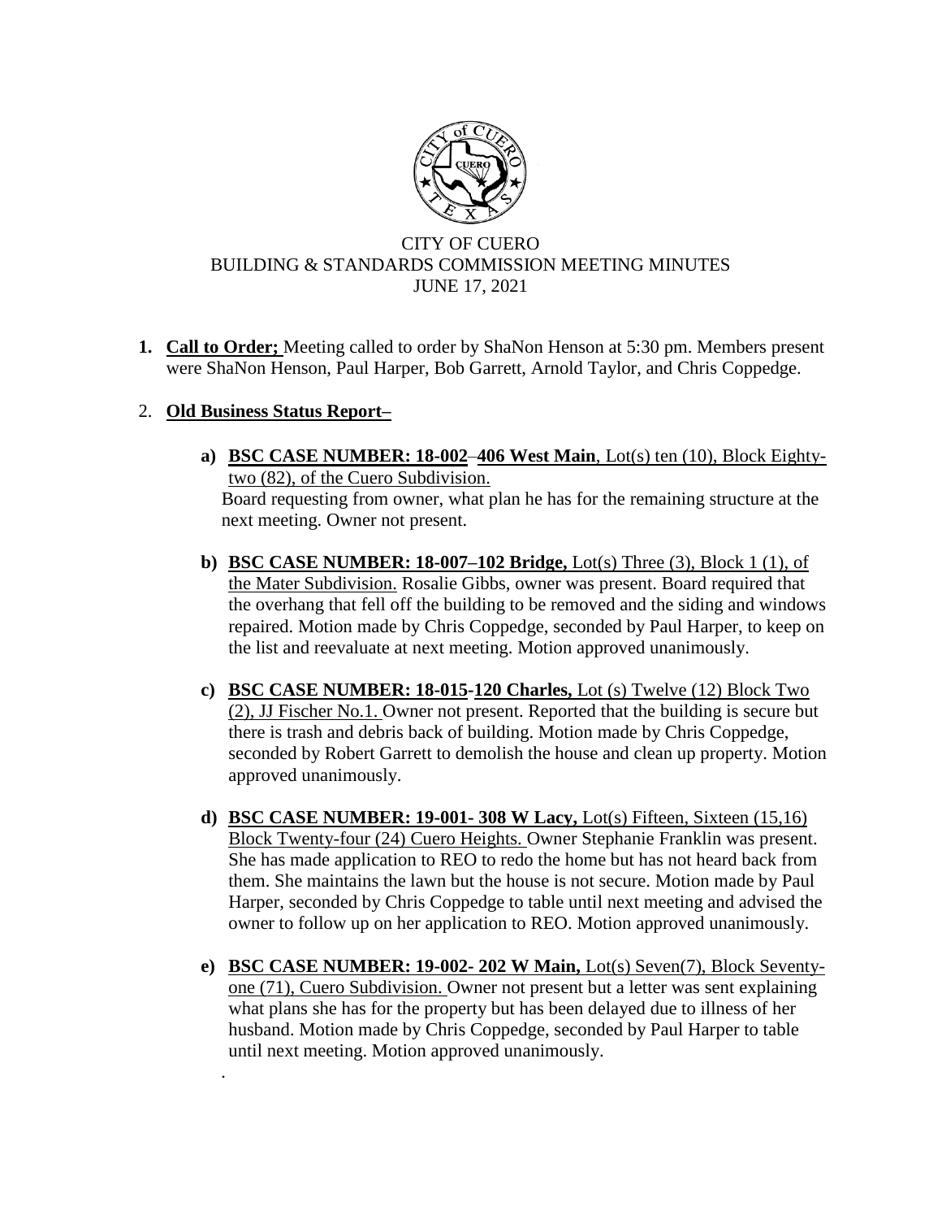# CITY OF CUERO
## BUILDING & STANDARDS COMMISSION MEETING MINUTES
### JUNE 17, 2021

1. **Call to Order;** Meeting called to order by ShaNon Henson at 5:30 pm. Members present were ShaNon Henson, Paul Harper, Bob Garrett, Arnold Taylor, and Chris Coppedge.

2. **Old Business Status Report–**

   a) **BSC CASE NUMBER: 18-002**–**406 West Main**, Lot(s) ten (10), Block Eighty-two (82), of the Cuero Subdivision.
   Board requesting from owner, what plan he has for the remaining structure at the next meeting. Owner not present.

   b) **BSC CASE NUMBER: 18-007–102 Bridge,** Lot(s) Three (3), Block 1 (1), of the Mater Subdivision. Rosalie Gibbs, owner was present. Board required that the overhang that fell off the building to be removed and the siding and windows repaired. Motion made by Chris Coppedge, seconded by Paul Harper, to keep on the list and reevaluate at next meeting. Motion approved unanimously.

   c) **BSC CASE NUMBER: 18-015-120 Charles,** Lot (s) Twelve (12) Block Two (2), JJ Fischer No.1. Owner not present. Reported that the building is secure but there is trash and debris back of building. Motion made by Chris Coppedge, seconded by Robert Garrett to demolish the house and clean up property. Motion approved unanimously.

   d) **BSC CASE NUMBER: 19-001- 308 W Lacy,** Lot(s) Fifteen, Sixteen (15,16) Block Twenty-four (24) Cuero Heights. Owner Stephanie Franklin was present. She has made application to REO to redo the home but has not heard back from them. She maintains the lawn but the house is not secure. Motion made by Paul Harper, seconded by Chris Coppedge to table until next meeting and advised the owner to follow up on her application to REO. Motion approved unanimously.

   e) **BSC CASE NUMBER: 19-002- 202 W Main,** Lot(s) Seven(7), Block Seventy-one (71), Cuero Subdivision. Owner not present but a letter was sent explaining what plans she has for the property but has been delayed due to illness of her husband. Motion made by Chris Coppedge, seconded by Paul Harper to table until next meeting. Motion approved unanimously.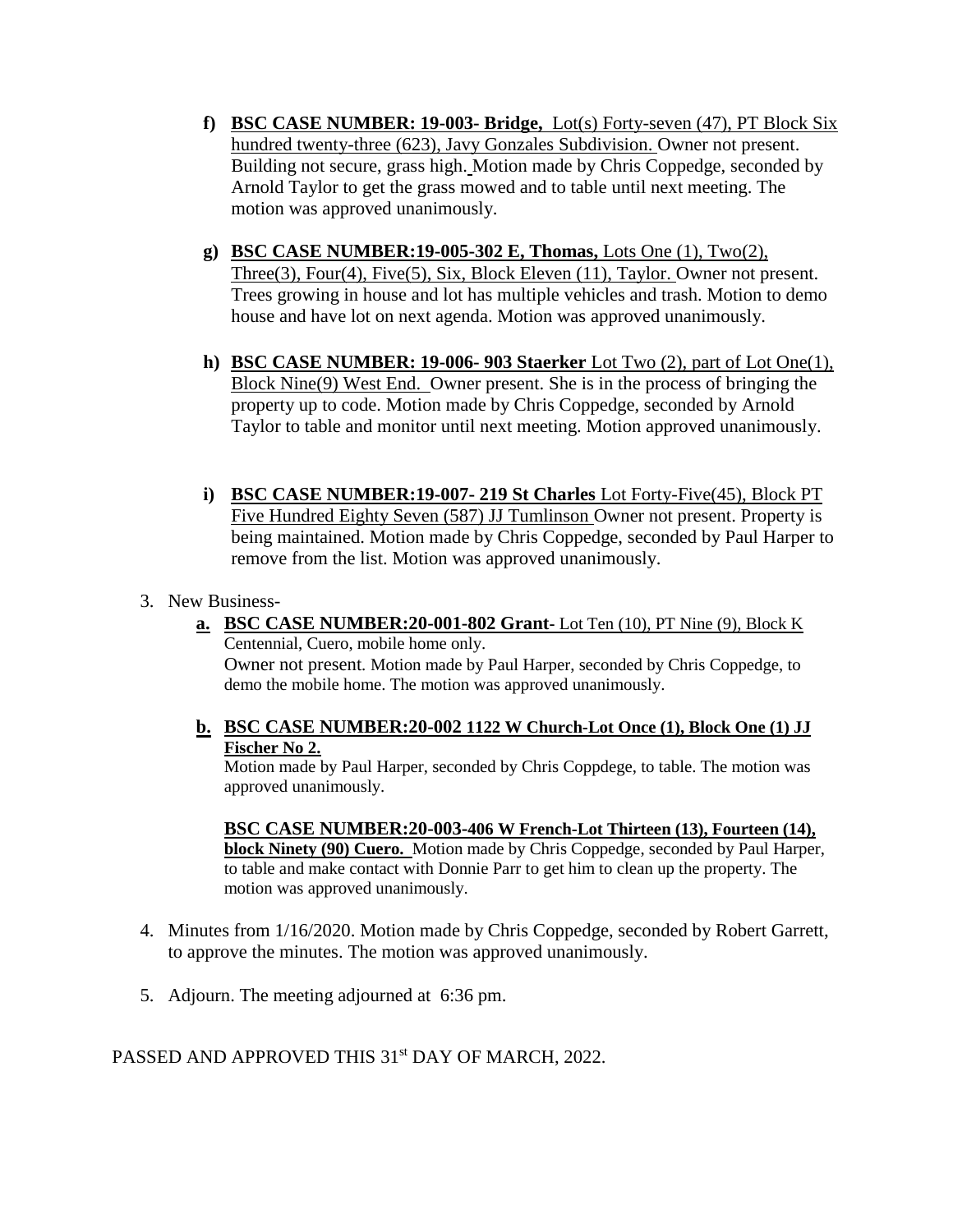f) **BSC CASE NUMBER: 19-003- Bridge,** Lot(s) Forty-seven (47), PT Block Six hundred twenty-three (623), Javy Gonzales Subdivision. Owner not present. Building not secure, grass high. Motion made by Chris Coppedge, seconded by Arnold Taylor to get the grass mowed and to table until next meeting. The motion was approved unanimously.

g) **BSC CASE NUMBER:19-005-302 E, Thomas,** Lots One (1), Two(2), Three(3), Four(4), Five(5), Six, Block Eleven (11), Taylor. Owner not present. Trees growing in house and lot has multiple vehicles and trash. Motion to demo house and have lot on next agenda. Motion was approved unanimously.

h) **BSC CASE NUMBER: 19-006- 903 Staerker** Lot Two (2), part of Lot One(1), Block Nine(9) West End. Owner present. She is in the process of bringing the property up to code. Motion made by Chris Coppedge, seconded by Arnold Taylor to table and monitor until next meeting. Motion approved unanimously.

i) **BSC CASE NUMBER:19-007- 219 St Charles** Lot Forty-Five(45), Block PT Five Hundred Eighty Seven (587) JJ Tumlinson Owner not present. Property is being maintained. Motion made by Chris Coppedge, seconded by Paul Harper to remove from the list. Motion was approved unanimously.

3. New Business-

   a. **BSC CASE NUMBER:20-001-802 Grant**- Lot Ten (10), PT Nine (9), Block K Centennial, Cuero, mobile home only.
   Owner not present. Motion made by Paul Harper, seconded by Chris Coppedge, to demo the mobile home. The motion was approved unanimously.

   b. **BSC CASE NUMBER:20-002 1122 W Church-Lot Once (1), Block One (1) JJ Fischer No 2.**
   Motion made by Paul Harper, seconded by Chris Coppdege, to table. The motion was approved unanimously.

   **BSC CASE NUMBER:20-003-406 W French-Lot Thirteen (13), Fourteen (14), block Ninety (90) Cuero.** Motion made by Chris Coppedge, seconded by Paul Harper, to table and make contact with Donnie Parr to get him to clean up the property. The motion was approved unanimously.

4. Minutes from 1/16/2020. Motion made by Chris Coppedge, seconded by Robert Garrett, to approve the minutes. The motion was approved unanimously.

5. Adjourn. The meeting adjourned at 6:36 pm.

PASSED AND APPROVED THIS 31st DAY OF MARCH, 2022.